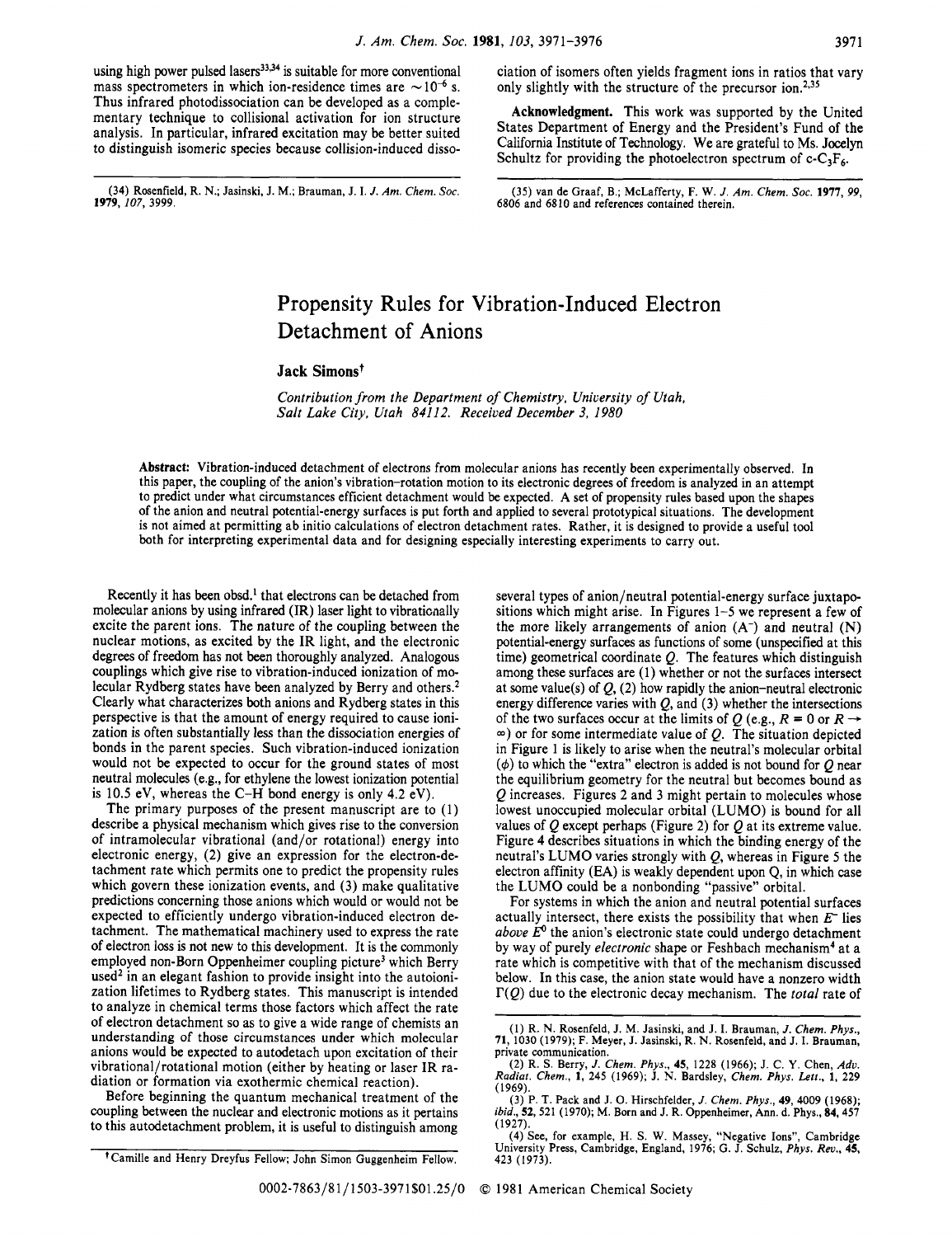using high power pulsed lasers[33,34] is suitable for more conventional mass spectrometers in which ion-residence times are $\sim 10^{-6}$ s. Thus infrared photodissociation can be developed as a complementary technique to collisional activation for ion structure analysis. In particular, infrared excitation may be better suited to distinguish isomeric species because collision-induced dissociation of isomers often yields fragment ions in ratios that vary only slightly with the structure of the precursor ion.[2,35]

**Acknowledgment.** This work was supported by the United States Department of Energy and the President's Fund of the California Institute of Technology. We are grateful to Ms. Jocelyn Schultz for providing the photoelectron spectrum of c-$C_3F_6$.

(34) Rosenfield, R. N.; Jasinski, J. M.; Brauman, J. I. *J. Am. Chem. Soc.* **1979**, *107*, 3999.

(35) van de Graaf, B.; McLafferty, F. W. *J. Am. Chem. Soc.* **1977**, *99*, 6806 and 6810 and references contained therein.

# Propensity Rules for Vibration-Induced Electron Detachment of Anions

**Jack Simons**†

*Contribution from the Department of Chemistry, University of Utah, Salt Lake City, Utah 84112. Received December 3, 1980*

**Abstract:** Vibration-induced detachment of electrons from molecular anions has recently been experimentally observed. In this paper, the coupling of the anion's vibration–rotation motion to its electronic degrees of freedom is analyzed in an attempt to predict under what circumstances efficient detachment would be expected. A set of propensity rules based upon the shapes of the anion and neutral potential-energy surfaces is put forth and applied to several prototypical situations. The development is not aimed at permitting ab initio calculations of electron detachment rates. Rather, it is designed to provide a useful tool both for interpreting experimental data and for designing especially interesting experiments to carry out.

Recently it has been obsd.[1] that electrons can be detached from molecular anions by using infrared (IR) laser light to vibrationally excite the parent ions. The nature of the coupling between the nuclear motions, as excited by the IR light, and the electronic degrees of freedom has not been thoroughly analyzed. Analogous couplings which give rise to vibration-induced ionization of molecular Rydberg states have been analyzed by Berry and others.[2] Clearly what characterizes both anions and Rydberg states in this perspective is that the amount of energy required to cause ionization is often substantially less than the dissociation energies of bonds in the parent species. Such vibration-induced ionization would not be expected to occur for the ground states of most neutral molecules (e.g., for ethylene the lowest ionization potential is 10.5 eV, whereas the C–H bond energy is only 4.2 eV).

The primary purposes of the present manuscript are to (1) describe a physical mechanism which gives rise to the conversion of intramolecular vibrational (and/or rotational) energy into electronic energy, (2) give an expression for the electron-detachment rate which permits one to predict the propensity rules which govern these ionization events, and (3) make qualitative predictions concerning those anions which would or would not be expected to efficiently undergo vibration-induced electron detachment. The mathematical machinery used to express the rate of electron loss is not new to this development. It is the commonly employed non-Born Oppenheimer coupling picture[3] which Berry used[2] in an elegant fashion to provide insight into the autoionization lifetimes to Rydberg states. This manuscript is intended to analyze in chemical terms those factors which affect the rate of electron detachment so as to give a wide range of chemists an understanding of those circumstances under which molecular anions would be expected to autodetach upon excitation of their vibrational/rotational motion (either by heating or laser IR radiation or formation via exothermic chemical reaction).

Before beginning the quantum mechanical treatment of the coupling between the nuclear and electronic motions as it pertains to this autodetachment problem, it is useful to distinguish among several types of anion/neutral potential-energy surface juxtapositions which might arise. In Figures 1–5 we represent a few of the more likely arrangements of anion ($A^-$) and neutral (N) potential-energy surfaces as functions of some (unspecified at this time) geometrical coordinate $Q$. The features which distinguish among these surfaces are (1) whether or not the surfaces intersect at some value(s) of $Q$, (2) how rapidly the anion–neutral electronic energy difference varies with $Q$, and (3) whether the intersections of the two surfaces occur at the limits of $Q$ (e.g., $R = 0$ or $R \rightarrow \infty$) or for some intermediate value of $Q$. The situation depicted in Figure 1 is likely to arise when the neutral's molecular orbital ($\phi$) to which the "extra" electron is added is not bound for $Q$ near the equilibrium geometry for the neutral but becomes bound as $Q$ increases. Figures 2 and 3 might pertain to molecules whose lowest unoccupied molecular orbital (LUMO) is bound for all values of $Q$ except perhaps (Figure 2) for $Q$ at its extreme value. Figure 4 describes situations in which the binding energy of the neutral's LUMO varies strongly with $Q$, whereas in Figure 5 the electron affinity (EA) is weakly dependent upon Q, in which case the LUMO could be a nonbonding "passive" orbital.

For systems in which the anion and neutral potential surfaces actually intersect, there exists the possibility that when $E^-$ lies *above* $E^0$ the anion's electronic state could undergo detachment by way of purely *electronic* shape or Feshbach mechanism[4] at a rate which is competitive with that of the mechanism discussed below. In this case, the anion state would have a nonzero width $\Gamma(Q)$ due to the electronic decay mechanism. The *total* rate of

(1) R. N. Rosenfeld, J. M. Jasinski, and J. I. Brauman, *J. Chem. Phys.*, **71**, 1030 (1979); F. Meyer, J. Jasinski, R. N. Rosenfeld, and J. I. Brauman, private communication.

(2) R. S. Berry, *J. Chem. Phys.*, **45**, 1228 (1966); J. C. Y. Chen, *Adv. Radiat. Chem.*, **1**, 245 (1969); J. N. Bardsley, *Chem. Phys. Lett.*, **1**, 229 (1969).

(3) P. T. Pack and J. O. Hirschfelder, *J. Chem. Phys.*, **49**, 4009 (1968); *ibid.*, **52**, 521 (1970); M. Born and J. R. Oppenheimer, Ann. d. Phys., **84**, 457 (1927).

(4) See, for example, H. S. W. Massey, "Negative Ions", Cambridge University Press, Cambridge, England, 1976; G. J. Schulz, *Phys. Rev.*, **45**, 423 (1973).

†Camille and Henry Dreyfus Fellow; John Simon Guggenheim Fellow.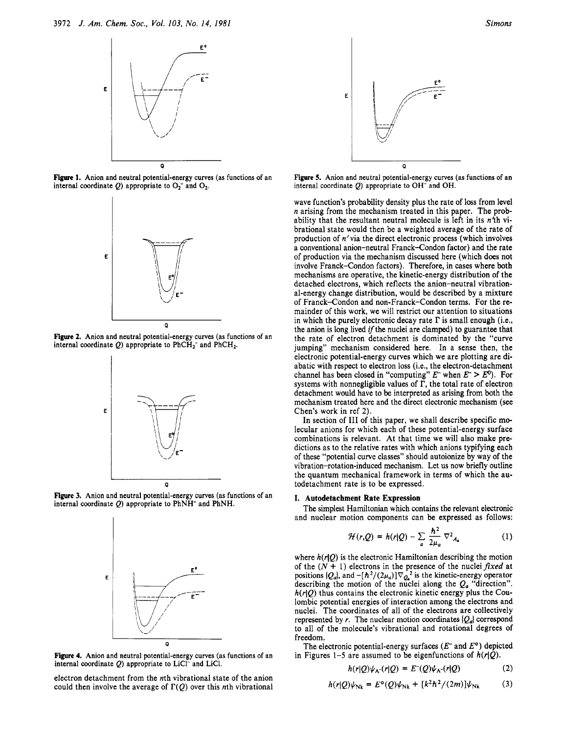Figure 1. Anion and neutral potential-energy curves (as functions of an internal coordinate $Q$) appropriate to $O_2^-$ and $O_2$.

Figure 2. Anion and neutral potential-energy curves (as functions of an internal coordinate $Q$) appropriate to $PhCH_2^-$ and $PhCH_2$.

Figure 3. Anion and neutral potential-energy curves (as functions of an internal coordinate $Q$) appropriate to $PhNH^-$ and PhNH.

Figure 4. Anion and neutral potential-energy curves (as functions of an internal coordinate $Q$) appropriate to $LiCl^-$ and LiCl.

Figure 5. Anion and neutral potential-energy curves (as functions of an internal coordinate $Q$) appropriate to $OH^-$ and OH.

electron detachment from the $n$th vibrational state of the anion could then involve the average of $\Gamma(Q)$ over this $n$th vibrational wave function's probability density plus the rate of loss from level $n$ arising from the mechanism treated in this paper. The probability that the resultant neutral molecule is left in its $n'$th vibrational state would then be a weighted average of the rate of production of $n'$ via the direct electronic process (which involves a conventional anion–neutral Franck–Condon factor) and the rate of production via the mechanism discussed here (which does not involve Franck–Condon factors). Therefore, in cases where both mechanisms are operative, the kinetic-energy distribution of the detached electrons, which reflects the anion–neutral vibrational-energy change distribution, would be described by a mixture of Franck–Condon and non-Franck–Condon terms. For the remainder of this work, we will restrict our attention to situations in which the purely electronic decay rate $\Gamma$ is small enough (i.e., the anion is long lived *if* the nuclei are clamped) to guarantee that the rate of electron detachment is dominated by the "curve jumping" mechanism considered here. In a sense then, the electronic potential-energy curves which we are plotting are diabatic with respect to electron loss (i.e., the electron-detachment channel has been closed in "computing" $E^-$ when $E^- > E^0$). For systems with nonnegligible values of $\Gamma$, the total rate of electron detachment would have to be interpreted as arising from both the mechanism treated here and the direct electronic mechanism (see Chen's work in ref 2).

In section of III of this paper, we shall describe specific molecular anions for which each of these potential-energy surface combinations is relevant. At that time we will also make predictions as to the relative rates with which anions typifying each of these "potential curve classes" should autoionize by way of the vibration–rotation-induced mechanism. Let us now briefly outline the quantum mechanical framework in terms of which the autodetachment rate is to be expressed.

## I. Autodetachment Rate Expression

The simplest Hamiltonian which contains the relevant electronic and nuclear motion components can be expressed as follows:

$$\mathcal{H}(r,Q) = h(r|Q) - \sum_a \frac{\hbar^2}{2\mu_a} \nabla^2_{A_a} \quad (1)$$

where $h(r|Q)$ is the electronic Hamiltonian describing the motion of the $(N + 1)$ electrons in the presence of the nuclei *fixed* at positions $\{Q_a\}$, and $-[\hbar^2/(2\mu_a)]\nabla_{Q_a}^2$ is the kinetic-energy operator describing the motion of the nuclei along the $Q_a$ "direction". $h(r|Q)$ thus contains the electronic kinetic energy plus the Coulombic potential energies of interaction among the electrons and nuclei. The coordinates of all of the electrons are collectively represented by $r$. The nuclear motion coordinates $\{Q_a\}$ correspond to all of the molecule's vibrational and rotational degrees of freedom.

The electronic potential-energy surfaces ($E^-$ and $E^0$) depicted in Figures 1–5 are assumed to be eigenfunctions of $h(r|Q)$.

$$h(r|Q)\psi_{A^-}(r|Q) = E^-(Q)\psi_{A^-}(r|Q) \quad (2)$$

$$h(r|Q)\psi_{Nk} = E^0(Q)\psi_{Nk} + [k^2\hbar^2/(2m)]\psi_{Nk} \quad (3)$$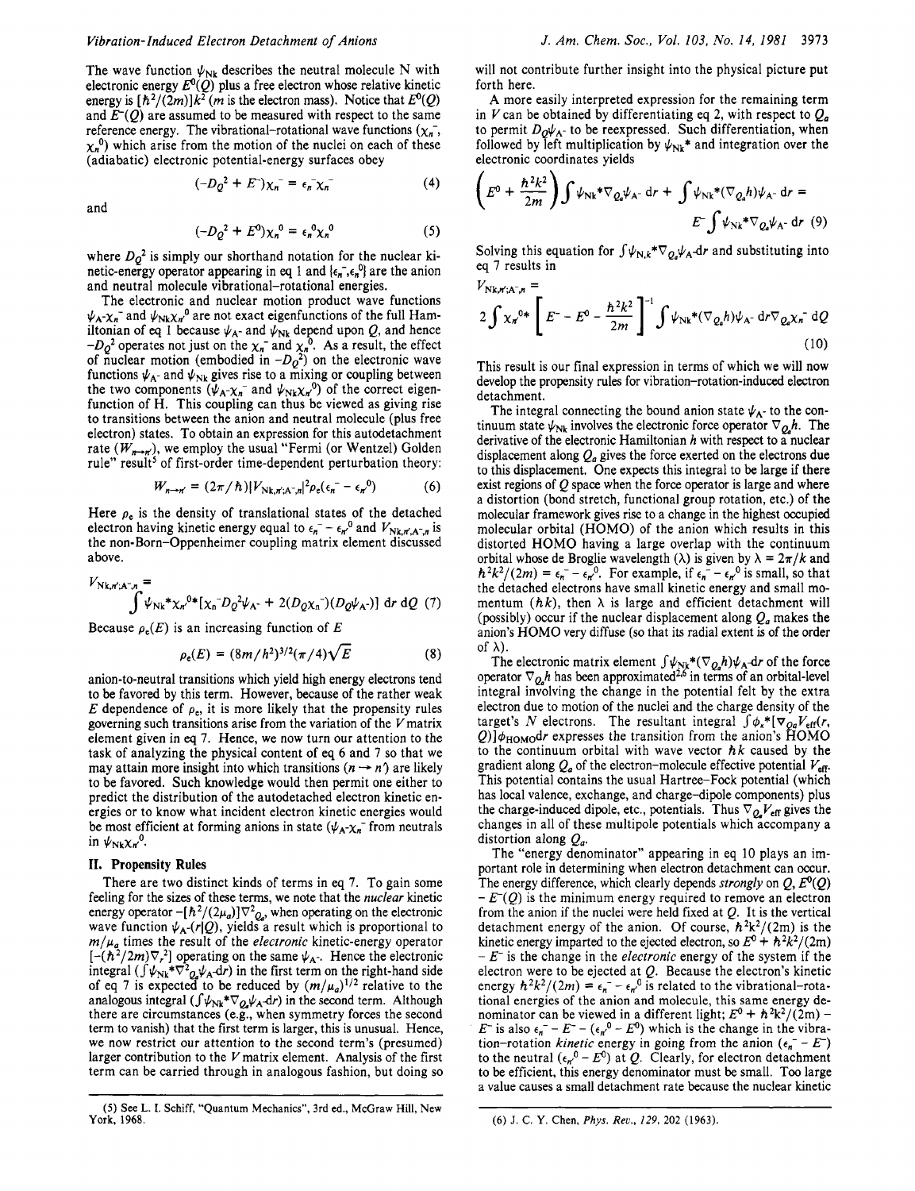The wave function $\psi_{Nk}$ describes the neutral molecule N with electronic energy $E^0(Q)$ plus a free electron whose relative kinetic energy is $[\hbar^2/(2m)]k^2$ ($m$ is the electron mass). Notice that $E^0(Q)$ and $E^-(Q)$ are assumed to be measured with respect to the same reference energy. The vibrational-rotational wave functions ($\chi_n^-$, $\chi_n^0$) which arise from the motion of the nuclei on each of these (adiabatic) electronic potential-energy surfaces obey

$$(-D_Q^2 + E^-)\chi_n^- = \epsilon_n^-\chi_n^- \tag{4}$$

and

$$(-D_Q^2 + E^0)\chi_n^0 = \epsilon_n^0\chi_n^0 \tag{5}$$

where $D_Q^2$ is simply our shorthand notation for the nuclear kinetic-energy operator appearing in eq 1 and $\{\epsilon_n^-, \epsilon_n^0\}$ are the anion and neutral molecule vibrational-rotational energies.

The electronic and nuclear motion product wave functions $\psi_{A^-}\chi_n^-$ and $\psi_{Nk}\chi_n^0$ are not exact eigenfunctions of the full Hamiltonian of eq 1 because $\psi_{A^-}$ and $\psi_{Nk}$ depend upon $Q$, and hence $-D_Q^2$ operates not just on the $\chi_n^-$ and $\chi_n^0$. As a result, the effect of nuclear motion (embodied in $-D_Q^2$) on the electronic wave functions $\psi_{A^-}$ and $\psi_{Nk}$ gives rise to a mixing or coupling between the two components ($\psi_{A^-}\chi_n^-$ and $\psi_{Nk}\chi_n^0$) of the correct eigenfunction of H. This coupling can thus be viewed as giving rise to transitions between the anion and neutral molecule (plus free electron) states. To obtain an expression for this autodetachment rate ($W_{n\to n'}$), we employ the usual "Fermi (or Wentzel) Golden rule" result[5] of first-order time-dependent perturbation theory:

$$W_{n\to n'} = (2\pi/\hbar)|V_{Nk,n';A^-,n}|^2\rho_e(\epsilon_n^- - \epsilon_{n'}^0) \tag{6}$$

Here $\rho_e$ is the density of translational states of the detached electron having kinetic energy equal to $\epsilon_n^- - \epsilon_{n'}^0$ and $V_{Nk,n';A^-,n}$ is the non-Born–Oppenheimer coupling matrix element discussed above.

$$V_{Nk,n';A^-,n} = \int \psi_{Nk}^*\chi_{n'}^{0*}[\chi_n^- D_Q^2\psi_{A^-} + 2(D_Q\chi_n^-)(D_Q\psi_{A^-})]\, dr\, dQ \tag{7}$$

Because $\rho_e(E)$ is an increasing function of $E$

$$\rho_e(E) = (8m/h^2)^{3/2}(\pi/4)\sqrt{E} \tag{8}$$

anion-to-neutral transitions which yield high energy electrons tend to be favored by this term. However, because of the rather weak $E$ dependence of $\rho_e$, it is more likely that the propensity rules governing such transitions arise from the variation of the $V$ matrix element given in eq 7. Hence, we now turn our attention to the task of analyzing the physical content of eq 6 and 7 so that we may attain more insight into which transitions ($n \to n'$) are likely to be favored. Such knowledge would then permit one either to predict the distribution of the autodetached electron kinetic energies or to know what incident electron kinetic energies would be most efficient at forming anions in state ($\psi_{A^-}\chi_n^-$ from neutrals in $\psi_{Nk}\chi_{n'}^0$.

## II. Propensity Rules

There are two distinct kinds of terms in eq 7. To gain some feeling for the sizes of these terms, we note that the *nuclear* kinetic energy operator $-[\hbar^2/(2\mu_a)]\nabla^2_{Q_a}$, when operating on the electronic wave function $\psi_{A^-}(r|Q)$, yields a result which is proportional to $m/\mu_a$ times the result of the *electronic* kinetic-energy operator $[-(\hbar^2/2m)\nabla_r^2]$ operating on the same $\psi_{A^-}$. Hence the electronic integral ($\int\psi_{Nk}^*\nabla^2_{Q_a}\psi_{A^-}dr$) in the first term on the right-hand side of eq 7 is expected to be reduced by $(m/\mu_a)^{1/2}$ relative to the analogous integral ($\int\psi_{Nk}^*\nabla_{Q_a}\psi_{A^-}dr$) in the second term. Although there are circumstances (e.g., when symmetry forces the second term to vanish) that the first term is larger, this is unusual. Hence, we now restrict our attention to the second term's (presumed) larger contribution to the $V$ matrix element. Analysis of the first term can be carried through in analogous fashion, but doing so will not contribute further insight into the physical picture put forth here.

A more easily interpreted expression for the remaining term in $V$ can be obtained by differentiating eq 2, with respect to $Q_a$ to permit $D_Q\psi_{A^-}$ to be reexpressed. Such differentiation, when followed by left multiplication by $\psi_{Nk}^*$ and integration over the electronic coordinates yields

$$\left(E^0 + \frac{\hbar^2k^2}{2m}\right)\int\psi_{Nk}^*\nabla_{Q_a}\psi_{A^-}\, dr + \int\psi_{Nk}^*(\nabla_{Q_a}h)\psi_{A^-}\, dr = E^-\int\psi_{Nk}^*\nabla_{Q_a}\psi_{A^-}\, dr \tag{9}$$

Solving this equation for $\int\psi_{N,k}^*\nabla_{Q_a}\psi_{A^-}dr$ and substituting into eq 7 results in

$$V_{Nk,n';A^-,n} = 2\int\chi_{n'}^{0*}\left[E^- - E^0 - \frac{\hbar^2k^2}{2m}\right]^{-1}\int\psi_{Nk}^*(\nabla_{Q_a}h)\psi_{A^-}\, dr\nabla_{Q_a}\chi_n^-\, dQ \tag{10}$$

This result is our final expression in terms of which we will now develop the propensity rules for vibration–rotation-induced electron detachment.

The integral connecting the bound anion state $\psi_{A^-}$ to the continuum state $\psi_{Nk}$ involves the electronic force operator $\nabla_{Q_a}h$. The derivative of the electronic Hamiltonian $h$ with respect to a nuclear displacement along $Q_a$ gives the force exerted on the electrons due to this displacement. One expects this integral to be large if there exist regions of $Q$ space when the force operator is large and where a distortion (bond stretch, functional group rotation, etc.) of the molecular framework gives rise to a change in the highest occupied molecular orbital (HOMO) of the anion which results in this distorted HOMO having a large overlap with the continuum orbital whose de Broglie wavelength ($\lambda$) is given by $\lambda = 2\pi/k$ and $\hbar^2k^2/(2m) = \epsilon_n^- - \epsilon_{n'}^0$. For example, if $\epsilon_n^- - \epsilon_{n'}^0$ is small, so that the detached electrons have small kinetic energy and small momentum ($\hbar k$), then $\lambda$ is large and efficient detachment will (possibly) occur if the nuclear displacement along $Q_a$ makes the anion's HOMO very diffuse (so that its radial extent is of the order of $\lambda$).

The electronic matrix element $\int\psi_{Nk}^*(\nabla_{Q_a}h)\psi_{A^-}dr$ of the force operator $\nabla_{Q_a}h$ has been approximated[2,6] in terms of an orbital-level integral involving the change in the potential felt by the extra electron due to motion of the nuclei and the charge density of the target's $N$ electrons. The resultant integral $\int\phi_k^*[\nabla_{Q_a}V_{eff}(r, Q)]\phi_{HOMO}dr$ expresses the transition from the anion's HOMO to the continuum orbital with wave vector $\hbar k$ caused by the gradient along $Q_a$ of the electron–molecule effective potential $V_{eff}$. This potential contains the usual Hartree–Fock potential (which has local valence, exchange, and charge–dipole components) plus the charge-induced dipole, etc., potentials. Thus $\nabla_{Q_a}V_{eff}$ gives the changes in all of these multipole potentials which accompany a distortion along $Q_a$.

The "energy denominator" appearing in eq 10 plays an important role in determining when electron detachment can occur. The energy difference, which clearly depends *strongly* on $Q$, $E^0(Q) - E^-(Q)$ is the minimum energy required to remove an electron from the anion if the nuclei were held fixed at $Q$. It is the vertical detachment energy of the anion. Of course, $\hbar^2k^2/(2m)$ is the kinetic energy imparted to the ejected electron, so $E^0 + \hbar^2k^2/(2m) - E^-$ is the change in the *electronic* energy of the system if the electron were to be ejected at $Q$. Because the electron's kinetic energy $\hbar^2k^2/(2m) = \epsilon_n^- - \epsilon_{n'}^0$ is related to the vibrational–rotational energies of the anion and molecule, this same energy denominator can be viewed in a different light; $E^0 + \hbar^2k^2/(2m) - E^-$ is also $\epsilon_n^- - E^- - (\epsilon_{n'}^0 - E^0)$ which is the change in the vibration–rotation *kinetic* energy in going from the anion ($\epsilon_n^- - E^-$) to the neutral ($\epsilon_{n'}^0 - E^0$) at $Q$. Clearly, for electron detachment to be efficient, this energy denominator must be small. Too large a value causes a small detachment rate because the nuclear kinetic

(5) See L. I. Schiff, "Quantum Mechanics", 3rd ed., McGraw Hill, New York, 1968.

(6) J. C. Y. Chen, *Phys. Rev.*, **129**, 202 (1963).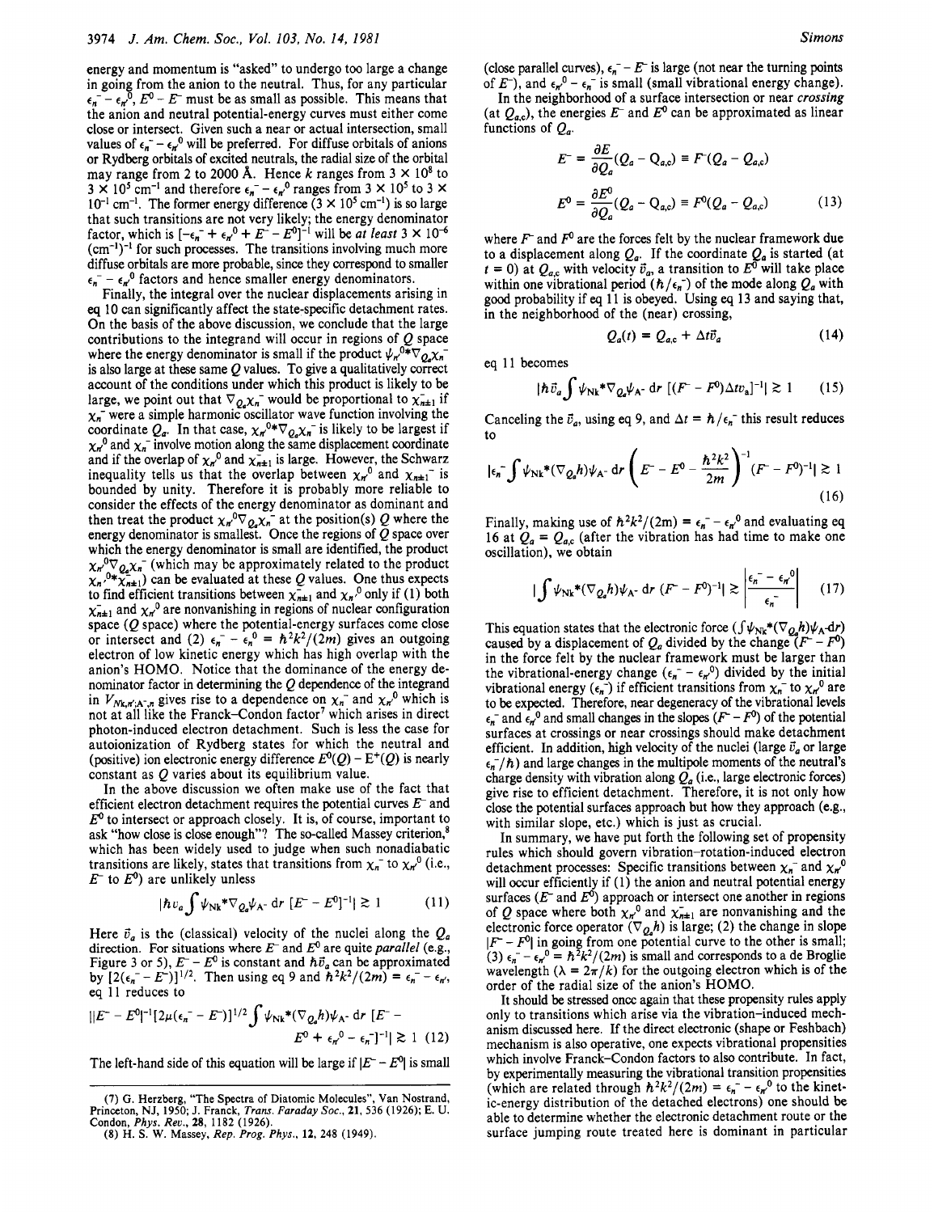energy and momentum is "asked" to undergo too large a change in going from the anion to the neutral. Thus, for any particular $\epsilon_n^- - \epsilon_{n'}^0$, $E^0 - E^-$ must be as small as possible. This means that the anion and neutral potential-energy curves must either come close or intersect. Given such a near or actual intersection, small values of $\epsilon_n^- - \epsilon_{n'}^0$ will be preferred. For diffuse orbitals of anions or Rydberg orbitals of excited neutrals, the radial size of the orbital may range from 2 to 2000 Å. Hence $k$ ranges from $3 \times 10^8$ to $3 \times 10^5$ cm$^{-1}$ and therefore $\epsilon_n^- - \epsilon_{n'}^0$ ranges from $3 \times 10^5$ to $3 \times 10^{-1}$ cm$^{-1}$. The former energy difference ($3 \times 10^5$ cm$^{-1}$) is so large that such transitions are not very likely; the energy denominator factor, which is $[-\epsilon_n^- + \epsilon_{n'}^0 + E^- - E^0]^{-1}$ will be *at least* $3 \times 10^{-6}$ (cm$^{-1}$)$^{-1}$ for such processes. The transitions involving much more diffuse orbitals are more probable, since they correspond to smaller $\epsilon_n^- - \epsilon_{n'}^0$ factors and hence smaller energy denominators.

Finally, the integral over the nuclear displacements arising in eq 10 can significantly affect the state-specific detachment rates. On the basis of the above discussion, we conclude that the large contributions to the integrand will occur in regions of $Q$ space where the energy denominator is small if the product $\psi_{n'}^{0*}\nabla_{Q_a}\chi_n^-$ is also large at these same $Q$ values. To give a qualitatively correct account of the conditions under which this product is likely to be large, we point out that $\nabla_{Q_a}\chi_n^-$ would be proportional to $\chi_{n\pm1}^-$ if $\chi_n^-$ were a simple harmonic oscillator wave function involving the coordinate $Q_a$. In that case, $\chi_{n'}^{0*}\nabla_{Q_a}\chi_n^-$ is likely to be largest if $\chi_{n'}^0$ and $\chi_n^-$ involve motion along the same displacement coordinate and if the overlap of $\chi_{n'}^0$ and $\chi_{n\pm1}^-$ is large. However, the Schwarz inequality tells us that the overlap between $\chi_{n'}^0$ and $\chi_{n\pm1}^-$ is bounded by unity. Therefore it is probably more reliable to consider the effects of the energy denominator as dominant and then treat the product $\chi_{n'}^0\nabla_{Q_a}\chi_n^-$ at the position(s) $Q$ where the energy denominator is smallest. Once the regions of $Q$ space over which the energy denominator is small are identified, the product $\chi_{n'}^0\nabla_{Q_a}\chi_n^-$ (which may be approximately related to the product $\chi_{n'}^{0*}\chi_{n\pm1}^-$) can be evaluated at these $Q$ values. One thus expects to find efficient transitions between $\chi_{n\pm1}^-$ and $\chi_{n'}^0$ only if (1) both $\chi_{n\pm1}^-$ and $\chi_{n'}^0$ are nonvanishing in regions of nuclear configuration space ($Q$ space) where the potential-energy surfaces come close or intersect and (2) $\epsilon_n^- - \epsilon_{n'}^0 = \hbar^2k^2/(2m)$ gives an outgoing electron of low kinetic energy which has high overlap with the anion's HOMO. Notice that the dominance of the energy denominator factor in determining the $Q$ dependence of the integrand in $V_{Nk,n';A^-,n}$ gives rise to a dependence on $\chi_n^-$ and $\chi_{n'}^0$ which is not at all like the Franck–Condon factor[7] which arises in direct photon-induced electron detachment. Such is less the case for autoionization of Rydberg states for which the neutral and (positive) ion electronic energy difference $E^0(Q) - E^+(Q)$ is nearly constant as $Q$ varies about its equilibrium value.

In the above discussion we often make use of the fact that efficient electron detachment requires the potential curves $E^-$ and $E^0$ to intersect or approach closely. It is, of course, important to ask "how close is close enough"? The so-called Massey criterion,[8] which has been widely used to judge when such nonadiabatic transitions are likely, states that transitions from $\chi_n^-$ to $\chi_{n'}^0$ (i.e., $E^-$ to $E^0$) are unlikely unless

$$|\hbar v_a \int \psi_{Nk}{}^*\nabla_{Q_a}\psi_{A^-}\,\mathrm{d}r\,[E^- - E^0]^{-1}| \gtrsim 1 \quad (11)$$

Here $\bar{v}_a$ is the (classical) velocity of the nuclei along the $Q_a$ direction. For situations where $E^-$ and $E^0$ are quite *parallel* (e.g., Figure 3 or 5), $E^- - E^0$ is constant and $\hbar\bar{v}_a$ can be approximated by $[2(\epsilon_n^- - E^-)]^{1/2}$. Then using eq 9 and $\hbar^2k^2/(2m) = \epsilon_n^- - \epsilon_{n'}$, eq 11 reduces to

$$||E^- - E^0|^{-1}[2\mu(\epsilon_n^- - E^-)]^{1/2}\int \psi_{Nk}{}^*(\nabla_{Q_a}h)\psi_{A^-}\,\mathrm{d}r\,[E^- - E^0 + \epsilon_{n'}^0 - \epsilon_n^-]^{-1}| \gtrsim 1 \quad (12)$$

The left-hand side of this equation will be large if $|E^- - E^0|$ is small (close parallel curves), $\epsilon_n^- - E^-$ is large (not near the turning points of $E^-$), and $\epsilon_{n'}^0 - \epsilon_n^-$ is small (small vibrational energy change).

In the neighborhood of a surface intersection or near *crossing* (at $Q_{a,c}$), the energies $E^-$ and $E^0$ can be approximated as linear functions of $Q_a$.

$$E^- = \frac{\partial E}{\partial Q_a}(Q_a - Q_{a,c}) \equiv F^-(Q_a - Q_{a,c})$$

$$E^0 = \frac{\partial E^0}{\partial Q_a}(Q_a - Q_{a,c}) \equiv F^0(Q_a - Q_{a,c}) \quad (13)$$

where $F^-$ and $F^0$ are the forces felt by the nuclear framework due to a displacement along $Q_a$. If the coordinate $Q_a$ is started (at $t = 0$) at $Q_{a,c}$ with velocity $\bar{v}_a$, a transition to $E^0$ will take place within one vibrational period ($\hbar/\epsilon_n^-$) of the mode along $Q_a$ with good probability if eq 11 is obeyed. Using eq 13 and saying that, in the neighborhood of the (near) crossing,

$$Q_a(t) = Q_{a,c} + \Delta t\bar{v}_a \quad (14)$$

eq 11 becomes

$$|\hbar\bar{v}_a\int \psi_{Nk}{}^*\nabla_{Q_a}\psi_{A^-}\,\mathrm{d}r\,[(F^- - F^0)\Delta t v_a]^{-1}| \gtrsim 1 \quad (15)$$

Canceling the $\bar{v}_a$, using eq 9, and $\Delta t = \hbar/\epsilon_n^-$ this result reduces to

$$|\epsilon_n^-\int \psi_{Nk}{}^*(\nabla_{Q_a}h)\psi_{A^-}\,\mathrm{d}r\left(E^- - E^0 - \frac{\hbar^2k^2}{2m}\right)^{-1}(F^- - F^0)^{-1}| \gtrsim 1 \quad (16)$$

Finally, making use of $\hbar^2k^2/(2m) = \epsilon_n^- - \epsilon_{n'}^0$ and evaluating eq 16 at $Q_a = Q_{a,c}$ (after the vibration has had time to make one oscillation), we obtain

$$|\int \psi_{Nk}{}^*(\nabla_{Q_a}h)\psi_{A^-}\,\mathrm{d}r\,(F^- - F^0)^{-1}| \gtrsim \left|\frac{\epsilon_n^- - \epsilon_{n'}^0}{\epsilon_n^-}\right| \quad (17)$$

This equation states that the electronic force ($\int\psi_{Nk}{}^*(\nabla_{Q_a}h)\psi_{A^-}\mathrm{d}r$) caused by a displacement of $Q_a$ divided by the change $(F^- - F^0)$ in the force felt by the nuclear framework must be larger than the vibrational-energy change ($\epsilon_n^- - \epsilon_{n'}^0$) divided by the initial vibrational energy ($\epsilon_n^-$) if efficient transitions from $\chi_n^-$ to $\chi_{n'}^0$ are to be expected. Therefore, near degeneracy of the vibrational levels $\epsilon_n^-$ and $\epsilon_{n'}^0$ and small changes in the slopes $(F^- - F^0)$ of the potential surfaces at crossings or near crossings should make detachment efficient. In addition, high velocity of the nuclei (large $\bar{v}_a$ or large $\epsilon_n^-/\hbar$) and large changes in the multipole moments of the neutral's charge density with vibration along $Q_a$ (i.e., large electronic forces) give rise to efficient detachment. Therefore, it is not only how close the potential surfaces approach but how they approach (e.g., with similar slope, etc.) which is just as crucial.

In summary, we have put forth the following set of propensity rules which should govern vibration–rotation-induced electron detachment processes: Specific transitions between $\chi_n^-$ and $\chi_{n'}^0$ will occur efficiently if (1) the anion and neutral potential energy surfaces ($E^-$ and $E^0$) approach or intersect one another in regions of $Q$ space where both $\chi_{n'}^0$ and $\chi_{n\pm1}^-$ are nonvanishing and the electronic force operator ($\nabla_{Q_a}h$) is large; (2) the change in slope $|F^- - F^0|$ in going from one potential curve to the other is small; (3) $\epsilon_n^- - \epsilon_{n'}^0 = \hbar^2k^2/(2m)$ is small and corresponds to a de Broglie wavelength ($\lambda = 2\pi/k$) for the outgoing electron which is of the order of the radial size of the anion's HOMO.

It should be stressed once again that these propensity rules apply only to transitions which arise via the vibration-induced mechanism discussed here. If the direct electronic (shape or Feshbach) mechanism is also operative, one expects vibrational propensities which involve Franck–Condon factors to also contribute. In fact, by experimentally measuring the vibrational transition propensities (which are related through $\hbar^2k^2/(2m) = \epsilon_n^- - \epsilon_{n'}^0$ to the kinetic-energy distribution of the detached electrons) one should be able to determine whether the electronic detachment route or the surface jumping route treated here is dominant in particular

(7) G. Herzberg, "The Spectra of Diatomic Molecules", Van Nostrand, Princeton, NJ, 1950; J. Franck, *Trans. Faraday Soc.*, **21**, 536 (1926); E. U. Condon, *Phys. Rev.*, **28**, 1182 (1926).

(8) H. S. W. Massey, *Rep. Prog. Phys.*, **12**, 248 (1949).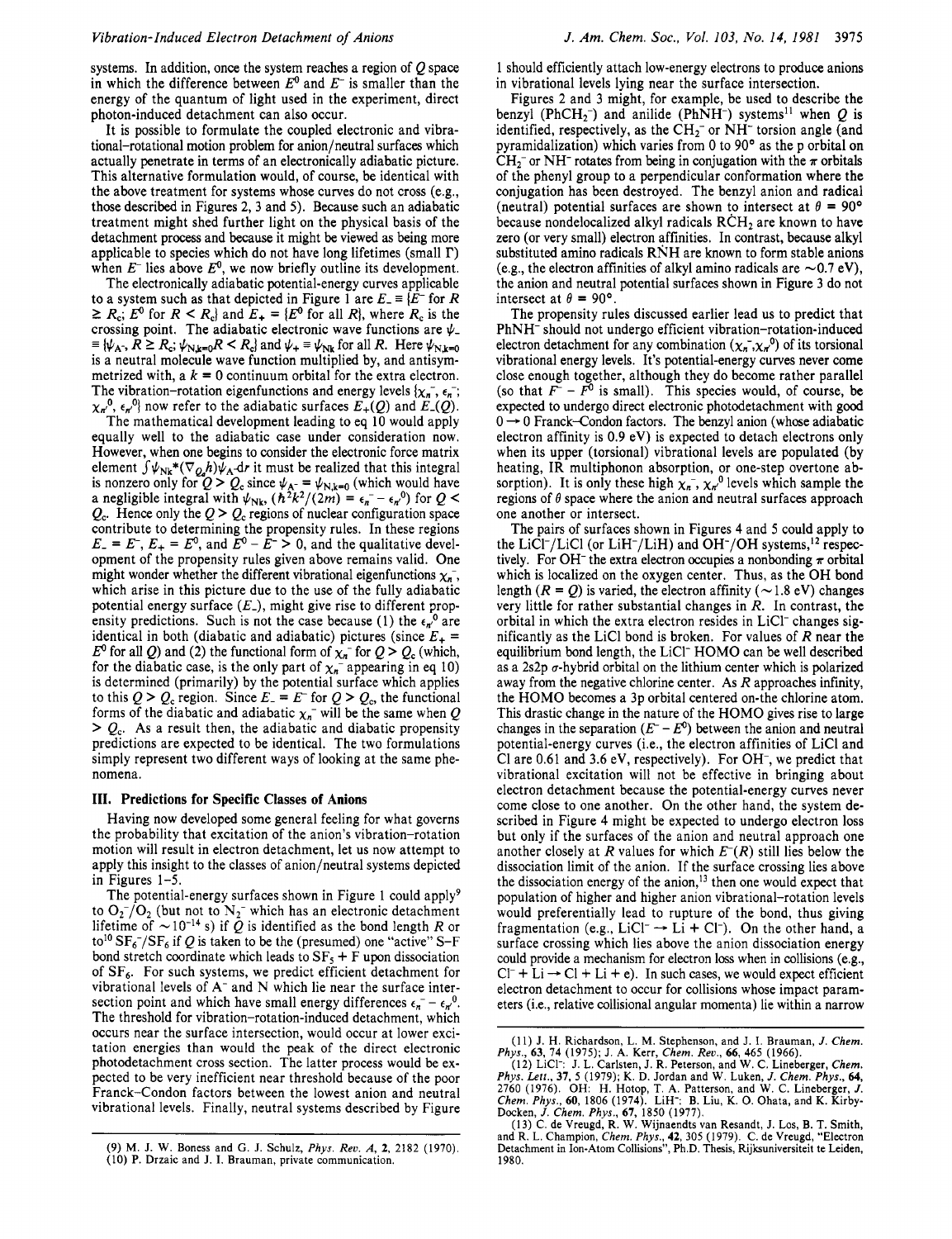systems. In addition, once the system reaches a region of $Q$ space in which the difference between $E^0$ and $E^-$ is smaller than the energy of the quantum of light used in the experiment, direct photon-induced detachment can also occur.

It is possible to formulate the coupled electronic and vibrational-rotational motion problem for anion/neutral surfaces which actually penetrate in terms of an electronically adiabatic picture. This alternative formulation would, of course, be identical with the above treatment for systems whose curves do not cross (e.g., those described in Figures 2, 3 and 5). Because such an adiabatic treatment might shed further light on the physical basis of the detachment process and because it might be viewed as being more applicable to species which do not have long lifetimes (small $\Gamma$) when $E^-$ lies above $E^0$, we now briefly outline its development.

The electronically adiabatic potential-energy curves applicable to a system such as that depicted in Figure 1 are $E_- \equiv \{E^-$ for $R \geq R_c$; $E^0$ for $R < R_c\}$ and $E_+ = \{E^0$ for all $R\}$, where $R_c$ is the crossing point. The adiabatic electronic wave functions are $\psi_- \equiv \{\psi_{A^-}, R \geq R_c; \psi_{N,k=0} R < R_c\}$ and $\psi_+ \equiv \psi_{Nk}$ for all $R$. Here $\psi_{N,k=0}$ is a neutral molecule wave function multiplied by, and antisymmetrized with, a $k = 0$ continuum orbital for the extra electron. The vibration-rotation eigenfunctions and energy levels $\{\chi_n^-, \epsilon_n^-; \chi_{n'}^0, \epsilon_{n'}^0\}$ now refer to the adiabatic surfaces $E_+(Q)$ and $E_-(Q)$.

The mathematical development leading to eq 10 would apply equally well to the adiabatic case under consideration now. However, when one begins to consider the electronic force matrix element $\int \psi_{Nk}^*(\nabla_Q h)\psi_{A^-} d\tau$ it must be realized that this integral is nonzero only for $Q > Q_c$ since $\psi_{A^-} = \psi_{N,k=0}$ (which would have a negligible integral with $\psi_{Nk}$, $(\hbar^2 k^2/(2m) = \epsilon_n^- - \epsilon_{n'}^0)$ for $Q < Q_c$. Hence only the $Q > Q_c$ regions of nuclear configuration space contribute to determining the propensity rules. In these regions $E_- = E^-$, $E_+ = E^0$, and $E^0 - E^- > 0$, and the qualitative development of the propensity rules given above remains valid. One might wonder whether the different vibrational eigenfunctions $\chi_n^-$, which arise in this picture due to the use of the fully adiabatic potential energy surface ($E_-$), might give rise to different propensity predictions. Such is not the case because (1) the $\epsilon_{n'}^0$ are identical in both (diabatic and adiabatic) pictures (since $E_+ = E^0$ for all $Q$) and (2) the functional form of $\chi_n^-$ for $Q > Q_c$ (which, for the diabatic case, is the only part of $\chi_n^-$ appearing in eq 10) is determined (primarily) by the potential surface which applies to this $Q > Q_c$ region. Since $E_- = E^-$ for $Q > Q_c$, the functional forms of the diabatic and adiabatic $\chi_n^-$ will be the same when $Q > Q_c$. As a result then, the adiabatic and diabatic propensity predictions are expected to be identical. The two formulations simply represent two different ways of looking at the same phenomena.

## III. Predictions for Specific Classes of Anions

Having now developed some general feeling for what governs the probability that excitation of the anion's vibration-rotation motion will result in electron detachment, let us now attempt to apply this insight to the classes of anion/neutral systems depicted in Figures 1-5.

The potential-energy surfaces shown in Figure 1 could apply[9] to $O_2^-/O_2$ (but not to $N_2^-$ which has an electronic detachment lifetime of $\sim 10^{-14}$ s) if $Q$ is identified as the bond length $R$ or to[10] $SF_6^-/SF_6$ if $Q$ is taken to be the (presumed) one "active" S-F bond stretch coordinate which leads to $SF_5$ + F upon dissociation of $SF_6$. For such systems, we predict efficient detachment for vibrational levels of $A^-$ and N which lie near the surface intersection point and which have small energy differences $\epsilon_n^- - \epsilon_{n'}^0$. The threshold for vibration-rotation-induced detachment, which occurs near the surface intersection, would occur at lower excitation energies than would the peak of the direct electronic photodetachment cross section. The latter process would be expected to be very inefficient near threshold because of the poor Franck-Condon factors between the lowest anion and neutral vibrational levels. Finally, neutral systems described by Figure 1 should efficiently attach low-energy electrons to produce anions in vibrational levels lying near the surface intersection.

Figures 2 and 3 might, for example, be used to describe the benzyl ($PhCH_2^-$) and anilide ($PhNH^-$) systems[11] when $Q$ is identified, respectively, as the $CH_2^-$ or $NH^-$ torsion angle (and pyramidalization) which varies from 0 to 90° as the p orbital on $CH_2^-$ or $NH^-$ rotates from being in conjugation with the $\pi$ orbitals of the phenyl group to a perpendicular conformation where the conjugation has been destroyed. The benzyl anion and radical (neutral) potential surfaces are shown to intersect at $\theta = 90°$ because nondelocalized alkyl radicals $R\dot{C}H_2$ are known to have zero (or very small) electron affinities. In contrast, because alkyl substituted amino radicals $R\dot{N}H$ are known to form stable anions (e.g., the electron affinities of alkyl amino radicals are $\sim$0.7 eV), the anion and neutral potential surfaces shown in Figure 3 do not intersect at $\theta = 90°$.

The propensity rules discussed earlier lead us to predict that $PhNH^-$ should not undergo efficient vibration-rotation-induced electron detachment for any combination $(\chi_n^-, \chi_{n'}^0)$ of its torsional vibrational energy levels. It's potential-energy curves never come close enough together, although they do become rather parallel (so that $F^- - F^0$ is small). This species would, of course, be expected to undergo direct electronic photodetachment with good $0 \rightarrow 0$ Franck-Condon factors. The benzyl anion (whose adiabatic electron affinity is 0.9 eV) is expected to detach electrons only when its upper (torsional) vibrational levels are populated (by heating, IR multiphonon absorption, or one-step overtone absorption). It is only these high $\chi_n^-$, $\chi_{n'}^0$ levels which sample the regions of $\theta$ space where the anion and neutral surfaces approach one another or intersect.

The pairs of surfaces shown in Figures 4 and 5 could apply to the $LiCl^-/LiCl$ (or $LiH^-/LiH$) and $OH^-/OH$ systems,[12] respectively. For $OH^-$ the extra electron occupies a nonbonding $\pi$ orbital which is localized on the oxygen center. Thus, as the OH bond length ($R = Q$) is varied, the electron affinity ($\sim$1.8 eV) changes very little for rather substantial changes in $R$. In contrast, the orbital in which the extra electron resides in $LiCl^-$ changes significantly as the LiCl bond is broken. For values of $R$ near the equilibrium bond length, the $LiCl^-$ HOMO can be well described as a 2s2p $\sigma$-hybrid orbital on the lithium center which is polarized away from the negative chlorine center. As $R$ approaches infinity, the HOMO becomes a 3p orbital centered on-the chlorine atom. This drastic change in the nature of the HOMO gives rise to large changes in the separation $(E^- - E^0)$ between the anion and neutral potential-energy curves (i.e., the electron affinities of LiCl and Cl are 0.61 and 3.6 eV, respectively). For $OH^-$, we predict that vibrational excitation will not be effective in bringing about electron detachment because the potential-energy curves never come close to one another. On the other hand, the system described in Figure 4 might be expected to undergo electron loss but only if the surfaces of the anion and neutral approach one another closely at $R$ values for which $E^-(R)$ still lies below the dissociation limit of the anion. If the surface crossing lies above the dissociation energy of the anion,[13] then one would expect that population of higher and higher anion vibrational-rotation levels would preferentially lead to rupture of the bond, thus giving fragmentation (e.g., $LiCl^- \rightarrow Li + Cl^-$). On the other hand, a surface crossing which lies above the anion dissociation energy could provide a mechanism for electron loss when in collisions (e.g., $Cl^- + Li \rightarrow Cl + Li + e$). In such cases, we would expect efficient electron detachment to occur for collisions whose impact parameters (i.e., relative collisional angular momenta) lie within a narrow

(9) M. J. W. Boness and G. J. Schulz, *Phys. Rev. A*, **2**, 2182 (1970).
(10) P. Drzaic and J. I. Brauman, private communication.

(11) J. H. Richardson, L. M. Stephenson, and J. I. Brauman, *J. Chem. Phys.*, **63**, 74 (1975); J. A. Kerr, *Chem. Rev.*, **66**, 465 (1966).
(12) $LiCl^-$: J. L. Carlsten, J. R. Peterson, and W. C. Lineberger, *Chem. Phys. Lett.*, **37**, 5 (1979); K. D. Jordan and W. Luken, *J. Chem. Phys.*, **64**, 2760 (1976). OH: H. Hotop, T. A. Patterson, and W. C. Lineberger, *J. Chem. Phys.*, **60**, 1806 (1974). $LiH^-$: B. Liu, K. O. Ohata, and K. Kirby-Docken, *J. Chem. Phys.*, **67**, 1850 (1977).
(13) C. de Vreugd, R. W. Wijnaendts van Resandt, J. Los, B. T. Smith, and R. L. Champion, *Chem. Phys.*, **42**, 305 (1979). C. de Vreugd, "Electron Detachment in Ion-Atom Collisions", Ph.D. Thesis, Rijksuniversiteit te Leiden, 1980.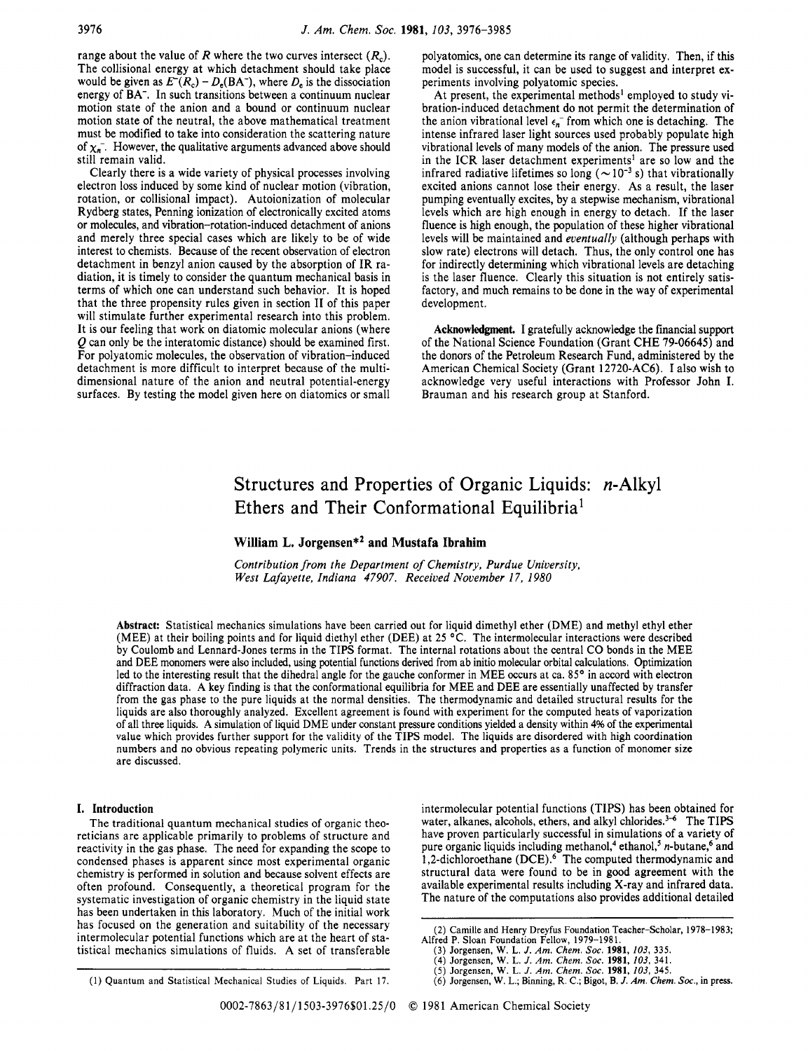range about the value of $R$ where the two curves intersect ($R_c$). The collisional energy at which detachment should take place would be given as $E^-(R_c) - D_e(BA^-)$, where $D_e$ is the dissociation energy of $BA^-$. In such transitions between a continuum nuclear motion state of the anion and a bound or continuum nuclear motion state of the neutral, the above mathematical treatment must be modified to take into consideration the scattering nature of $\chi_n^-$. However, the qualitative arguments advanced above should still remain valid.

Clearly there is a wide variety of physical processes involving electron loss induced by some kind of nuclear motion (vibration, rotation, or collisional impact). Autoionization of molecular Rydberg states, Penning ionization of electronically excited atoms or molecules, and vibration–rotation-induced detachment of anions and merely three special cases which are likely to be of wide interest to chemists. Because of the recent observation of electron detachment in benzyl anion caused by the absorption of IR radiation, it is timely to consider the quantum mechanical basis in terms of which one can understand such behavior. It is hoped that the three propensity rules given in section II of this paper will stimulate further experimental research into this problem. It is our feeling that work on diatomic molecular anions (where $Q$ can only be the interatomic distance) should be examined first. For polyatomic molecules, the observation of vibration-induced detachment is more difficult to interpret because of the multidimensional nature of the anion and neutral potential-energy surfaces. By testing the model given here on diatomics or small polyatomics, one can determine its range of validity. Then, if this model is successful, it can be used to suggest and interpret experiments involving polyatomic species.

At present, the experimental methods[1] employed to study vibration-induced detachment do not permit the determination of the anion vibrational level $\epsilon_n^-$ from which one is detaching. The intense infrared laser light sources used probably populate high vibrational levels of many models of the anion. The pressure used in the ICR laser detachment experiments[1] are so low and the infrared radiative lifetimes so long ($\sim 10^{-3}$ s) that vibrationally excited anions cannot lose their energy. As a result, the laser pumping eventually excites, by a stepwise mechanism, vibrational levels which are high enough in energy to detach. If the laser fluence is high enough, the population of these higher vibrational levels will be maintained and *eventually* (although perhaps with slow rate) electrons will detach. Thus, the only control one has for indirectly determining which vibrational levels are detaching is the laser fluence. Clearly this situation is not entirely satisfactory, and much remains to be done in the way of experimental development.

**Acknowledgment.** I gratefully acknowledge the financial support of the National Science Foundation (Grant CHE 79-06645) and the donors of the Petroleum Research Fund, administered by the American Chemical Society (Grant 12720-AC6). I also wish to acknowledge very useful interactions with Professor John I. Brauman and his research group at Stanford.

# Structures and Properties of Organic Liquids: *n*-Alkyl Ethers and Their Conformational Equilibria[1]

**William L. Jorgensen\*[2] and Mustafa Ibrahim**

*Contribution from the Department of Chemistry, Purdue University, West Lafayette, Indiana 47907. Received November 17, 1980*

**Abstract:** Statistical mechanics simulations have been carried out for liquid dimethyl ether (DME) and methyl ethyl ether (MEE) at their boiling points and for liquid diethyl ether (DEE) at 25 °C. The intermolecular interactions were described by Coulomb and Lennard-Jones terms in the TIPS format. The internal rotations about the central CO bonds in the MEE and DEE monomers were also included, using potential functions derived from ab initio molecular orbital calculations. Optimization led to the interesting result that the dihedral angle for the gauche conformer in MEE occurs at ca. 85° in accord with electron diffraction data. A key finding is that the conformational equilibria for MEE and DEE are essentially unaffected by transfer from the gas phase to the pure liquids at the normal densities. The thermodynamic and detailed structural results for the liquids are also thoroughly analyzed. Excellent agreement is found with experiment for the computed heats of vaporization of all three liquids. A simulation of liquid DME under constant pressure conditions yielded a density within 4% of the experimental value which provides further support for the validity of the TIPS model. The liquids are disordered with high coordination numbers and no obvious repeating polymeric units. Trends in the structures and properties as a function of monomer size are discussed.

## I. Introduction

The traditional quantum mechanical studies of organic theoreticians are applicable primarily to problems of structure and reactivity in the gas phase. The need for expanding the scope to condensed phases is apparent since most experimental organic chemistry is performed in solution and because solvent effects are often profound. Consequently, a theoretical program for the systematic investigation of organic chemistry in the liquid state has been undertaken in this laboratory. Much of the initial work has focused on the generation and suitability of the necessary intermolecular potential functions which are at the heart of statistical mechanics simulations of fluids. A set of transferable intermolecular potential functions (TIPS) has been obtained for water, alkanes, alcohols, ethers, and alkyl chlorides.[3-6] The TIPS have proven particularly successful in simulations of a variety of pure organic liquids including methanol,[4] ethanol,[5] *n*-butane,[6] and 1,2-dichloroethane (DCE).[6] The computed thermodynamic and structural data were found to be in good agreement with the available experimental results including X-ray and infrared data. The nature of the computations also provides additional detailed

(1) Quantum and Statistical Mechanical Studies of Liquids. Part 17.

(2) Camille and Henry Dreyfus Foundation Teacher-Scholar, 1978–1983; Alfred P. Sloan Foundation Fellow, 1979–1981.
(3) Jorgensen, W. L. *J. Am. Chem. Soc.* **1981**, *103*, 335.
(4) Jorgensen, W. L. *J. Am. Chem. Soc.* **1981**, *103*, 341.
(5) Jorgensen, W. L. *J. Am. Chem. Soc.* **1981**, *103*, 345.
(6) Jorgensen, W. L.; Binning, R. C.; Bigot, B. *J. Am. Chem. Soc.*, in press.

0002-7863/81/1503-3976$01.25/0 © 1981 American Chemical Society